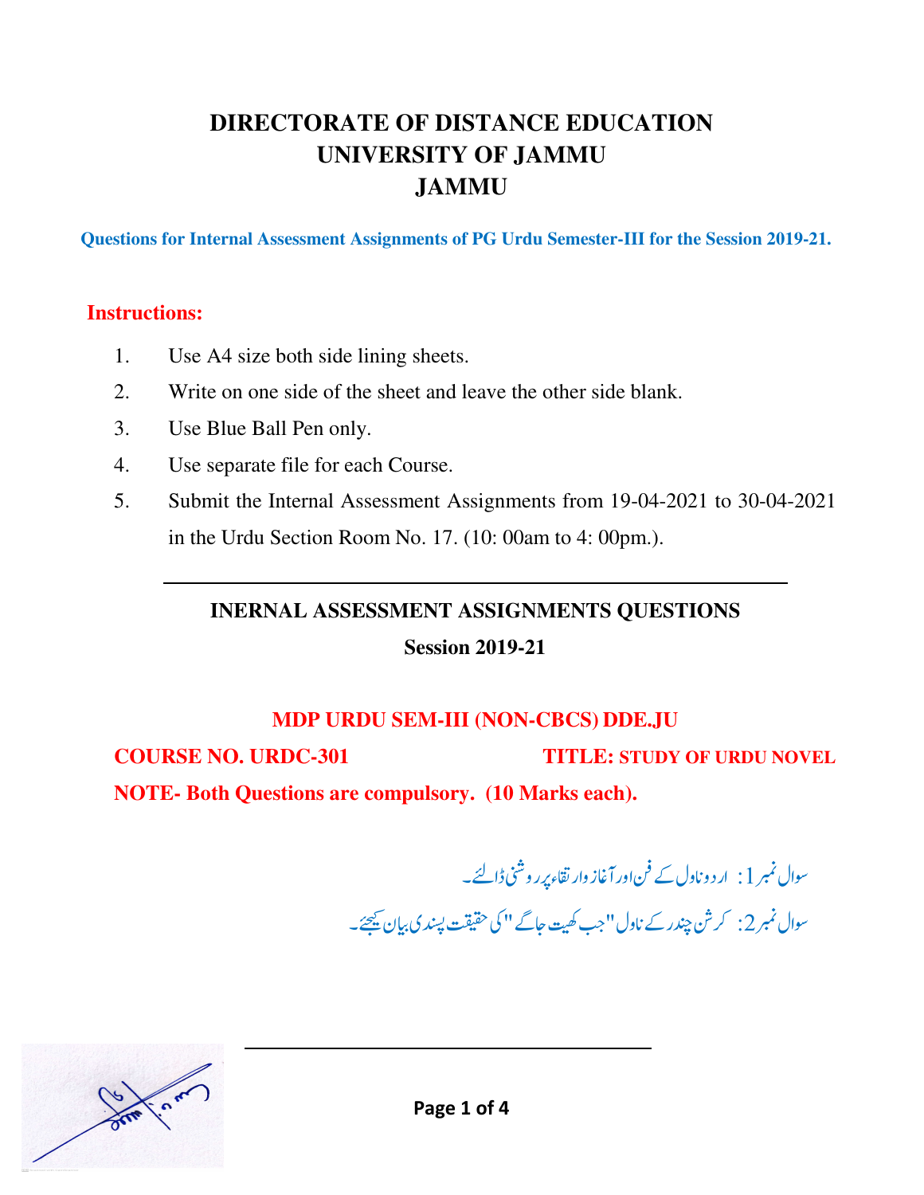# DIRECTORATE OF DISTANCE EDUCATION
# UNIVERSITY OF JAMMU
# JAMMU

**Questions for Internal Assessment Assignments of PG Urdu Semester-III for the Session 2019-21.**

**Instructions:**

1. Use A4 size both side lining sheets.
2. Write on one side of the sheet and leave the other side blank.
3. Use Blue Ball Pen only.
4. Use separate file for each Course.
5. Submit the Internal Assessment Assignments from 19-04-2021 to 30-04-2021 in the Urdu Section Room No. 17. (10: 00am to 4: 00pm.).

---

## INERNAL ASSESSMENT ASSIGNMENTS QUESTIONS
## Session 2019-21

**MDP URDU SEM-III (NON-CBCS) DDE.JU**

**COURSE NO. URDC-301** **TITLE: STUDY OF URDU NOVEL**

**NOTE- Both Questions are compulsory. (10 Marks each).**

سوال نمبر 1: اردو ناول کے فن اور آغاز وار تقاء پر روشنی ڈالئے۔

سوال نمبر 2: کرشن چندر کے ناول "جب کھیت جاگے" کی حقیقت پسندی بیان کیجئے۔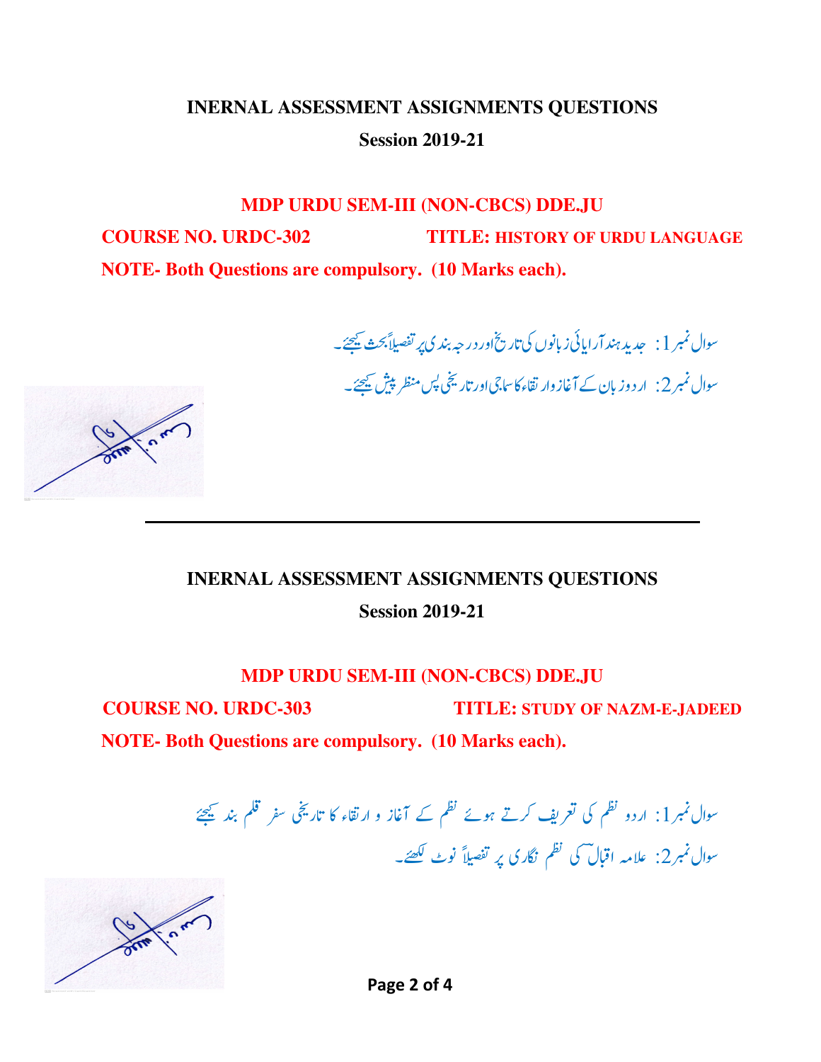**INERNAL ASSESSMENT ASSIGNMENTS QUESTIONS**

**Session 2019-21**

**MDP URDU SEM-III (NON-CBCS) DDE.JU**

**COURSE NO. URDC-302** **TITLE: HISTORY OF URDU LANGUAGE**

**NOTE- Both Questions are compulsory. (10 Marks each).**

سوال نمبر1: جدید ہند آرایائی زبانوں کی تاریخ اور درجہ بندی پر تفصیلاً بحث کیجئے۔

سوال نمبر2: اردو زبان کے آغاز وارتقاء کا سماجی اور تاریخی پس منظر پیش کیجئے۔

---

**INERNAL ASSESSMENT ASSIGNMENTS QUESTIONS**

**Session 2019-21**

**MDP URDU SEM-III (NON-CBCS) DDE.JU**

**COURSE NO. URDC-303** **TITLE: STUDY OF NAZM-E-JADEED**

**NOTE- Both Questions are compulsory. (10 Marks each).**

سوال نمبر1: اردو نظم کی تعریف کرتے ہوئے نظم کے آغاز و ارتقاء کا تاریخی سفر قلم بند کیجئے

سوال نمبر2: علامہ اقبالؔ کی نظم نگاری پر تفصیلاً نوٹ لکھئے۔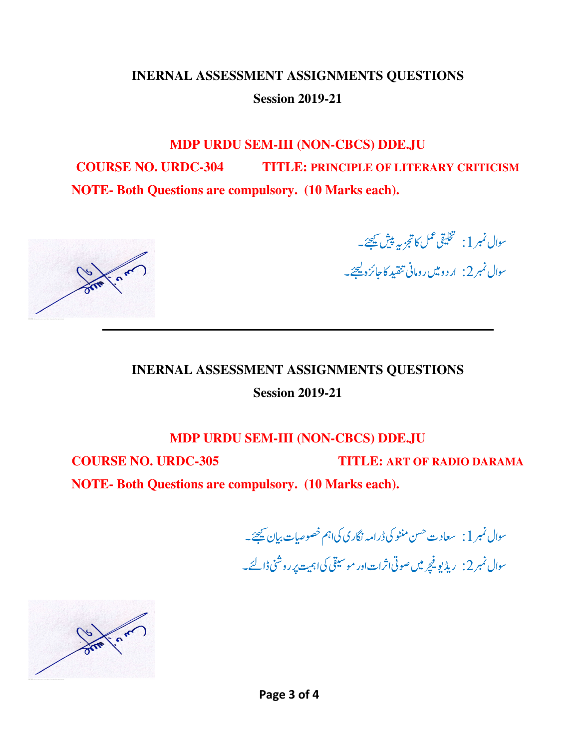**INERNAL ASSESSMENT ASSIGNMENTS QUESTIONS**

**Session 2019-21**

**MDP URDU SEM-III (NON-CBCS) DDE.JU**

**COURSE NO. URDC-304** **TITLE: PRINCIPLE OF LITERARY CRITICISM**

**NOTE- Both Questions are compulsory. (10 Marks each).**

سوال نمبر 1: تخلیقی عمل کا تجزیہ پیش کیجئے۔

سوال نمبر 2: اردو میں رومانی تنقید کا جائزہ لیجئے۔

---

**INERNAL ASSESSMENT ASSIGNMENTS QUESTIONS**

**Session 2019-21**

**MDP URDU SEM-III (NON-CBCS) DDE.JU**

**COURSE NO. URDC-305** **TITLE: ART OF RADIO DARAMA**

**NOTE- Both Questions are compulsory. (10 Marks each).**

سوال نمبر 1: سعادت حسن منٹو کی ڈرامہ نگاری کی اہم خصوصیات بیان کیجئے۔

سوال نمبر 2: ریڈیو فیچر میں صوتی اثرات اور موسیقی کی اہمیت پر روشنی ڈالئے۔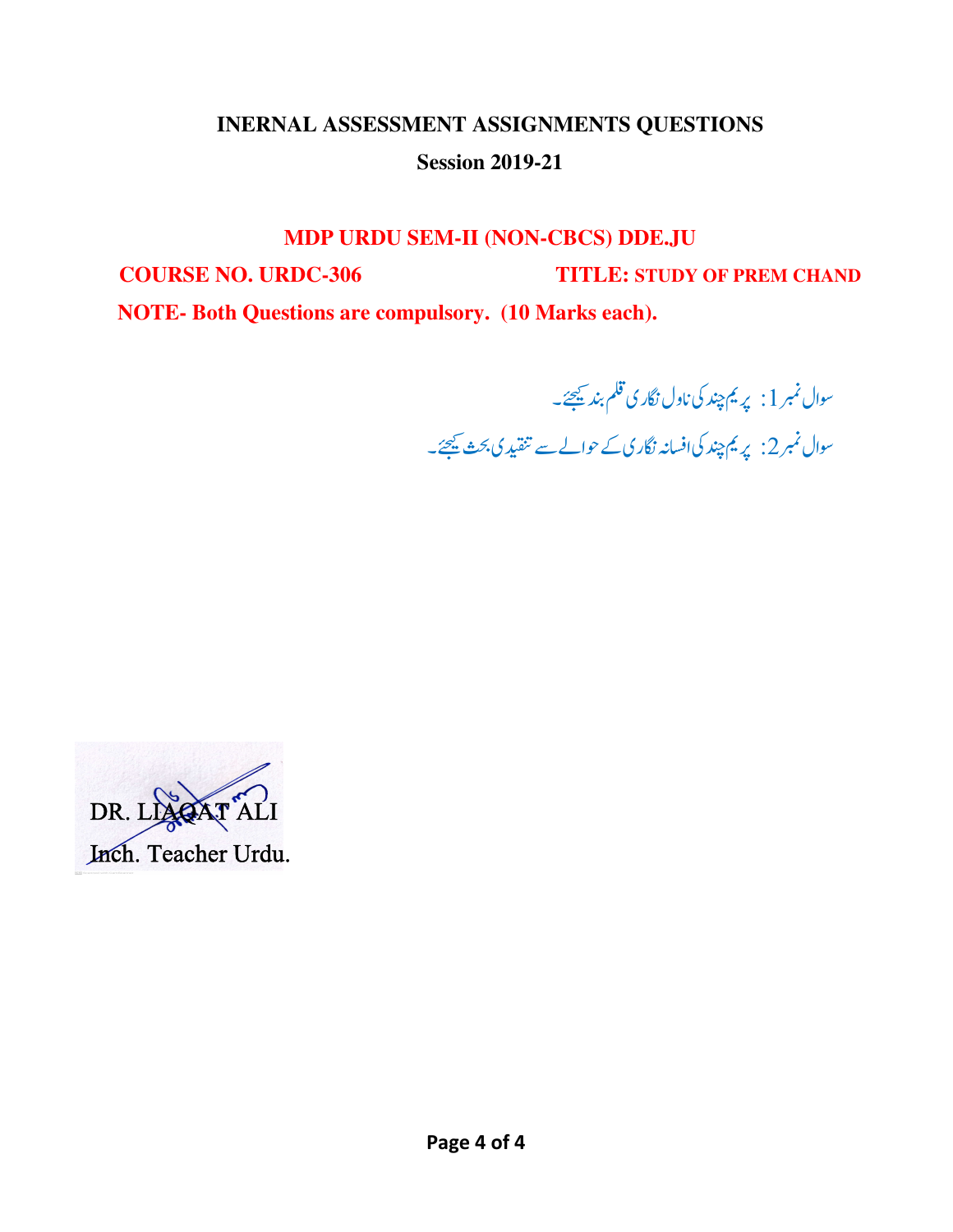**INERNAL ASSESSMENT ASSIGNMENTS QUESTIONS**

**Session 2019-21**

**MDP URDU SEM-II (NON-CBCS) DDE.JU**

**COURSE NO. URDC-306** **TITLE: STUDY OF PREM CHAND**

**NOTE- Both Questions are compulsory. (10 Marks each).**

سوال نمبر 1: پریم چند کی ناول نگاری قلم بند کیجئے۔

سوال نمبر 2: پریم چند کی افسانہ نگاری کے حوالے سے تنقیدی بحث کیجئے۔

DR. LIAQAT ALI
Inch. Teacher Urdu.